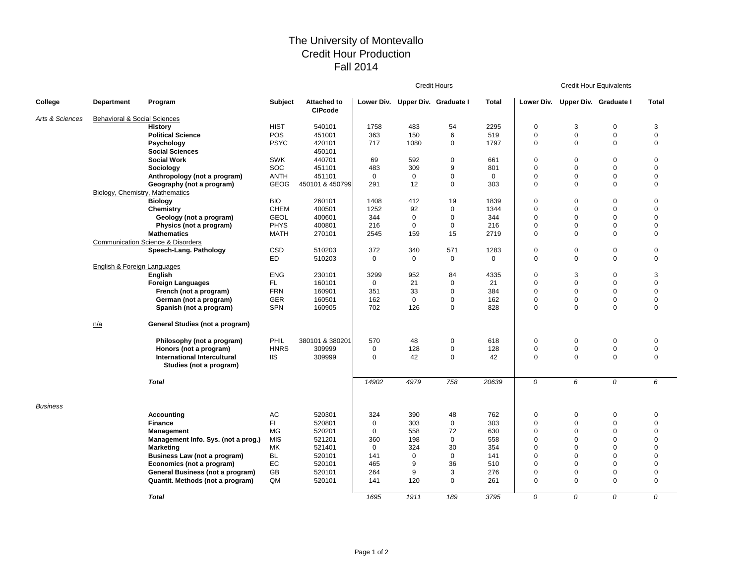# The University of Montevallo
## Credit Hour Production
## Fall 2014

| College | Department | Program | Subject | Attached to CIPcode | Credit Hours: Lower Div. | Credit Hours: Upper Div. | Credit Hours: Graduate I | Credit Hours: Total | Credit Hour Equivalents: Lower Div. | Credit Hour Equivalents: Upper Div. | Credit Hour Equivalents: Graduate I | Credit Hour Equivalents: Total |
|---|---|---|---|---|---|---|---|---|---|---|---|---|
| *Arts & Sciences* | Behavioral & Social Sciences | | | | | | | | | | | |
| | | **History** | HIST | 540101 | 1758 | 483 | 54 | 2295 | 0 | 3 | 0 | 3 |
| | | **Political Science** | POS | 451001 | 363 | 150 | 6 | 519 | 0 | 0 | 0 | 0 |
| | | **Psychology** | PSYC | 420101 | 717 | 1080 | 0 | 1797 | 0 | 0 | 0 | 0 |
| | | **Social Sciences** | | 450101 | | | | | | | | |
| | | **Social Work** | SWK | 440701 | 69 | 592 | 0 | 661 | 0 | 0 | 0 | 0 |
| | | **Sociology** | SOC | 451101 | 483 | 309 | 9 | 801 | 0 | 0 | 0 | 0 |
| | | **Anthropology (not a program)** | ANTH | 451101 | 0 | 0 | 0 | 0 | 0 | 0 | 0 | 0 |
| | | **Geography (not a program)** | GEOG | 450101 & 450799 | 291 | 12 | 0 | 303 | 0 | 0 | 0 | 0 |
| | Biology, Chemistry, Mathematics | | | | | | | | | | | |
| | | **Biology** | BIO | 260101 | 1408 | 412 | 19 | 1839 | 0 | 0 | 0 | 0 |
| | | **Chemistry** | CHEM | 400501 | 1252 | 92 | 0 | 1344 | 0 | 0 | 0 | 0 |
| | | **Geology (not a program)** | GEOL | 400601 | 344 | 0 | 0 | 344 | 0 | 0 | 0 | 0 |
| | | **Physics (not a program)** | PHYS | 400801 | 216 | 0 | 0 | 216 | 0 | 0 | 0 | 0 |
| | | **Mathematics** | MATH | 270101 | 2545 | 159 | 15 | 2719 | 0 | 0 | 0 | 0 |
| | Communication Science & Disorders | | | | | | | | | | | |
| | | **Speech-Lang. Pathology** | CSD | 510203 | 372 | 340 | 571 | 1283 | 0 | 0 | 0 | 0 |
| | | | ED | 510203 | 0 | 0 | 0 | 0 | 0 | 0 | 0 | 0 |
| | English & Foreign Languages | | | | | | | | | | | |
| | | **English** | ENG | 230101 | 3299 | 952 | 84 | 4335 | 0 | 3 | 0 | 3 |
| | | **Foreign Languages** | FL | 160101 | 0 | 21 | 0 | 21 | 0 | 0 | 0 | 0 |
| | | **French (not a program)** | FRN | 160901 | 351 | 33 | 0 | 384 | 0 | 0 | 0 | 0 |
| | | **German (not a program)** | GER | 160501 | 162 | 0 | 0 | 162 | 0 | 0 | 0 | 0 |
| | | **Spanish (not a program)** | SPN | 160905 | 702 | 126 | 0 | 828 | 0 | 0 | 0 | 0 |
| | n/a | **General Studies (not a program)** | | | | | | | | | | |
| | | **Philosophy (not a program)** | PHIL | 380101 & 380201 | 570 | 48 | 0 | 618 | 0 | 0 | 0 | 0 |
| | | **Honors (not a program)** | HNRS | 309999 | 0 | 128 | 0 | 128 | 0 | 0 | 0 | 0 |
| | | **International Intercultural Studies (not a program)** | IIS | 309999 | 0 | 42 | 0 | 42 | 0 | 0 | 0 | 0 |
| | | ***Total*** | | | *14902* | *4979* | *758* | *20639* | *0* | *6* | *0* | *6* |
| *Business* | | | | | | | | | | | | |
| | | **Accounting** | AC | 520301 | 324 | 390 | 48 | 762 | 0 | 0 | 0 | 0 |
| | | **Finance** | FI | 520801 | 0 | 303 | 0 | 303 | 0 | 0 | 0 | 0 |
| | | **Management** | MG | 520201 | 0 | 558 | 72 | 630 | 0 | 0 | 0 | 0 |
| | | **Management Info. Sys. (not a prog.)** | MIS | 521201 | 360 | 198 | 0 | 558 | 0 | 0 | 0 | 0 |
| | | **Marketing** | MK | 521401 | 0 | 324 | 30 | 354 | 0 | 0 | 0 | 0 |
| | | **Business Law (not a program)** | BL | 520101 | 141 | 0 | 0 | 141 | 0 | 0 | 0 | 0 |
| | | **Economics (not a program)** | EC | 520101 | 465 | 9 | 36 | 510 | 0 | 0 | 0 | 0 |
| | | **General Business (not a program)** | GB | 520101 | 264 | 9 | 3 | 276 | 0 | 0 | 0 | 0 |
| | | **Quantit. Methods (not a program)** | QM | 520101 | 141 | 120 | 0 | 261 | 0 | 0 | 0 | 0 |
| | | ***Total*** | | | *1695* | *1911* | *189* | *3795* | *0* | *0* | *0* | *0* |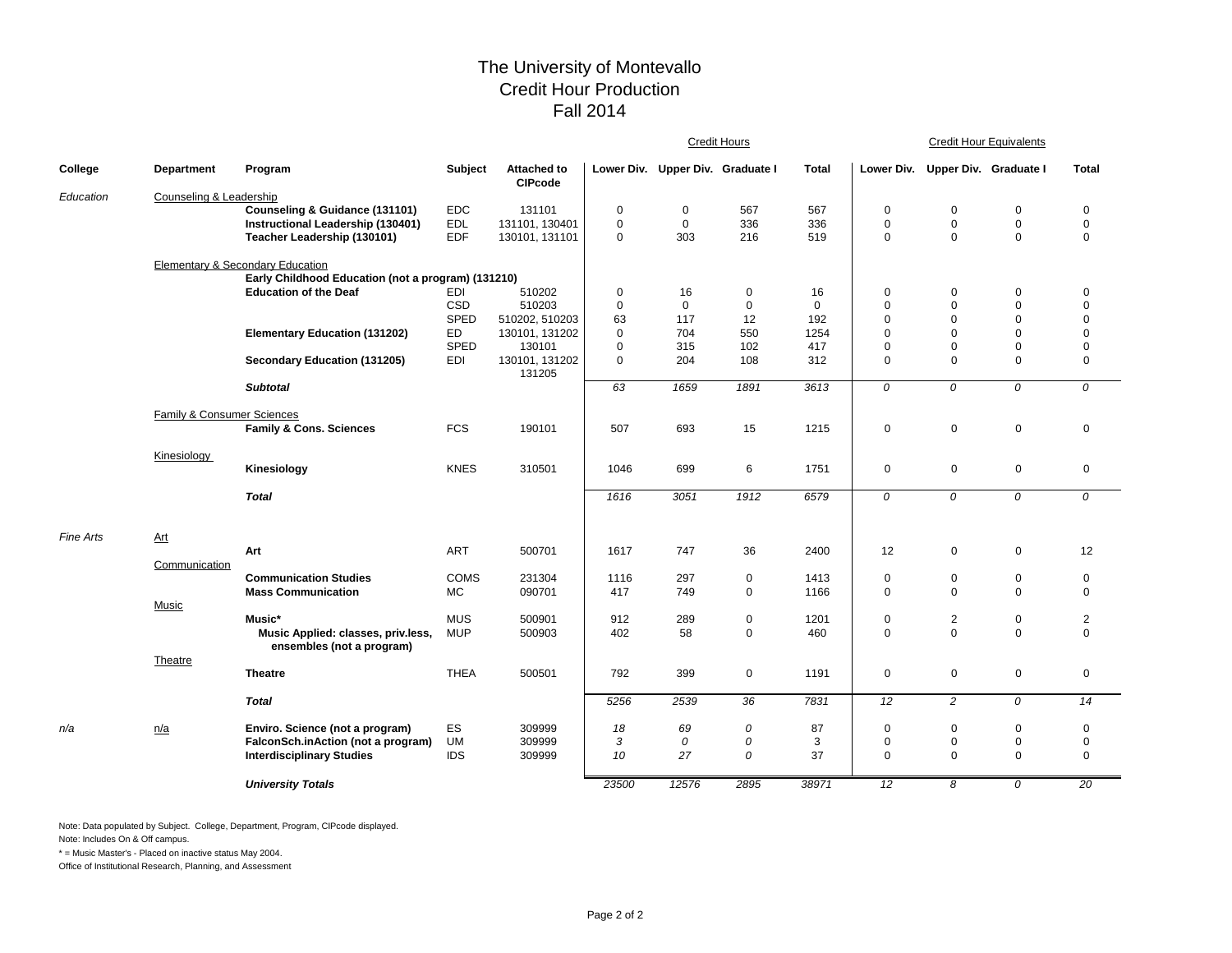# The University of Montevallo
## Credit Hour Production
## Fall 2014

| | | | | | Credit Hours | | | | Credit Hour Equivalents | | | |
|---|---|---|---|---|---|---|---|---|---|---|---|---|
| **College** | **Department** | **Program** | **Subject** | **Attached to CIPcode** | **Lower Div.** | **Upper Div.** | **Graduate I** | **Total** | **Lower Div.** | **Upper Div.** | **Graduate I** | **Total** |
| *Education* | Counseling & Leadership | | | | | | | | | | | |
| | | **Counseling & Guidance (131101)** | EDC | 131101 | 0 | 0 | 567 | 567 | 0 | 0 | 0 | 0 |
| | | **Instructional Leadership (130401)** | EDL | 131101, 130401 | 0 | 0 | 336 | 336 | 0 | 0 | 0 | 0 |
| | | **Teacher Leadership (130101)** | EDF | 130101, 131101 | 0 | 303 | 216 | 519 | 0 | 0 | 0 | 0 |
| | Elementary & Secondary Education | | | | | | | | | | | |
| | | **Early Childhood Education (not a program) (131210)** | | | | | | | | | | |
| | | **Education of the Deaf** | EDI | 510202 | 0 | 16 | 0 | 16 | 0 | 0 | 0 | 0 |
| | | | CSD | 510203 | 0 | 0 | 0 | 0 | 0 | 0 | 0 | 0 |
| | | | SPED | 510202, 510203 | 63 | 117 | 12 | 192 | 0 | 0 | 0 | 0 |
| | | **Elementary Education (131202)** | ED | 130101, 131202 | 0 | 704 | 550 | 1254 | 0 | 0 | 0 | 0 |
| | | | SPED | 130101 | 0 | 315 | 102 | 417 | 0 | 0 | 0 | 0 |
| | | **Secondary Education (131205)** | EDI | 130101, 131202 131205 | 0 | 204 | 108 | 312 | 0 | 0 | 0 | 0 |
| | | ***Subtotal*** | | | *63* | *1659* | *1891* | *3613* | *0* | *0* | *0* | *0* |
| | Family & Consumer Sciences | | | | | | | | | | | |
| | | **Family & Cons. Sciences** | FCS | 190101 | 507 | 693 | 15 | 1215 | 0 | 0 | 0 | 0 |
| | Kinesiology | | | | | | | | | | | |
| | | **Kinesiology** | KNES | 310501 | 1046 | 699 | 6 | 1751 | 0 | 0 | 0 | 0 |
| | | ***Total*** | | | *1616* | *3051* | *1912* | *6579* | *0* | *0* | *0* | *0* |
| *Fine Arts* | Art | | | | | | | | | | | |
| | | **Art** | ART | 500701 | 1617 | 747 | 36 | 2400 | 12 | 0 | 0 | 12 |
| | Communication | | | | | | | | | | | |
| | | **Communication Studies** | COMS | 231304 | 1116 | 297 | 0 | 1413 | 0 | 0 | 0 | 0 |
| | | **Mass Communication** | MC | 090701 | 417 | 749 | 0 | 1166 | 0 | 0 | 0 | 0 |
| | Music | | | | | | | | | | | |
| | | **Music*** | MUS | 500901 | 912 | 289 | 0 | 1201 | 0 | 2 | 0 | 2 |
| | | **Music Applied: classes, priv.less, ensembles (not a program)** | MUP | 500903 | 402 | 58 | 0 | 460 | 0 | 0 | 0 | 0 |
| | Theatre | | | | | | | | | | | |
| | | **Theatre** | THEA | 500501 | 792 | 399 | 0 | 1191 | 0 | 0 | 0 | 0 |
| | | ***Total*** | | | *5256* | *2539* | *36* | *7831* | *12* | *2* | *0* | *14* |
| *n/a* | n/a | **Enviro. Science (not a program)** | ES | 309999 | *18* | *69* | *0* | 87 | 0 | 0 | 0 | 0 |
| | | **FalconSch.inAction (not a program)** | UM | 309999 | *3* | *0* | *0* | 3 | 0 | 0 | 0 | 0 |
| | | **Interdisciplinary Studies** | IDS | 309999 | *10* | *27* | *0* | 37 | 0 | 0 | 0 | 0 |
| | | ***University Totals*** | | | *23500* | *12576* | *2895* | *38971* | *12* | *8* | *0* | *20* |

Note: Data populated by Subject. College, Department, Program, CIPcode displayed.

Note: Includes On & Off campus.

* = Music Master's - Placed on inactive status May 2004.

Office of Institutional Research, Planning, and Assessment